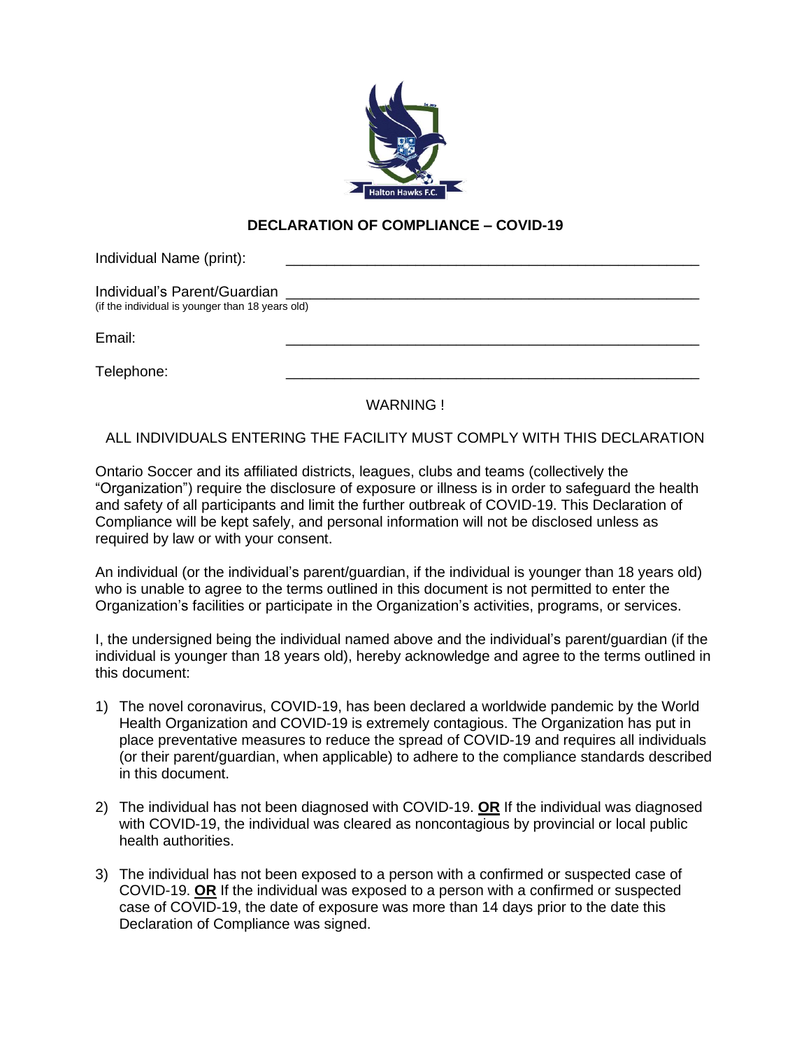## DECLARATION OF COMPLIANCE – COVID-19

Individual Name (print): \_\_\_\_\_\_\_\_\_\_\_\_\_\_\_\_\_\_\_\_\_\_\_\_\_\_\_\_\_\_\_\_\_\_\_\_\_\_\_\_\_\_\_\_\_\_\_\_\_\_

Individual's Parent/Guardian \_\_\_\_\_\_\_\_\_\_\_\_\_\_\_\_\_\_\_\_\_\_\_\_\_\_\_\_\_\_\_\_\_\_\_\_\_\_\_\_\_\_\_\_\_\_\_\_\_\_
(if the individual is younger than 18 years old)

Email: \_\_\_\_\_\_\_\_\_\_\_\_\_\_\_\_\_\_\_\_\_\_\_\_\_\_\_\_\_\_\_\_\_\_\_\_\_\_\_\_\_\_\_\_\_\_\_\_\_\_

Telephone: \_\_\_\_\_\_\_\_\_\_\_\_\_\_\_\_\_\_\_\_\_\_\_\_\_\_\_\_\_\_\_\_\_\_\_\_\_\_\_\_\_\_\_\_\_\_\_\_\_\_

WARNING !

ALL INDIVIDUALS ENTERING THE FACILITY MUST COMPLY WITH THIS DECLARATION

Ontario Soccer and its affiliated districts, leagues, clubs and teams (collectively the "Organization") require the disclosure of exposure or illness is in order to safeguard the health and safety of all participants and limit the further outbreak of COVID-19. This Declaration of Compliance will be kept safely, and personal information will not be disclosed unless as required by law or with your consent.

An individual (or the individual's parent/guardian, if the individual is younger than 18 years old) who is unable to agree to the terms outlined in this document is not permitted to enter the Organization's facilities or participate in the Organization's activities, programs, or services.

I, the undersigned being the individual named above and the individual's parent/guardian (if the individual is younger than 18 years old), hereby acknowledge and agree to the terms outlined in this document:

1) The novel coronavirus, COVID-19, has been declared a worldwide pandemic by the World Health Organization and COVID-19 is extremely contagious. The Organization has put in place preventative measures to reduce the spread of COVID-19 and requires all individuals (or their parent/guardian, when applicable) to adhere to the compliance standards described in this document.

2) The individual has not been diagnosed with COVID-19. **OR** If the individual was diagnosed with COVID-19, the individual was cleared as noncontagious by provincial or local public health authorities.

3) The individual has not been exposed to a person with a confirmed or suspected case of COVID-19. **OR** If the individual was exposed to a person with a confirmed or suspected case of COVID-19, the date of exposure was more than 14 days prior to the date this Declaration of Compliance was signed.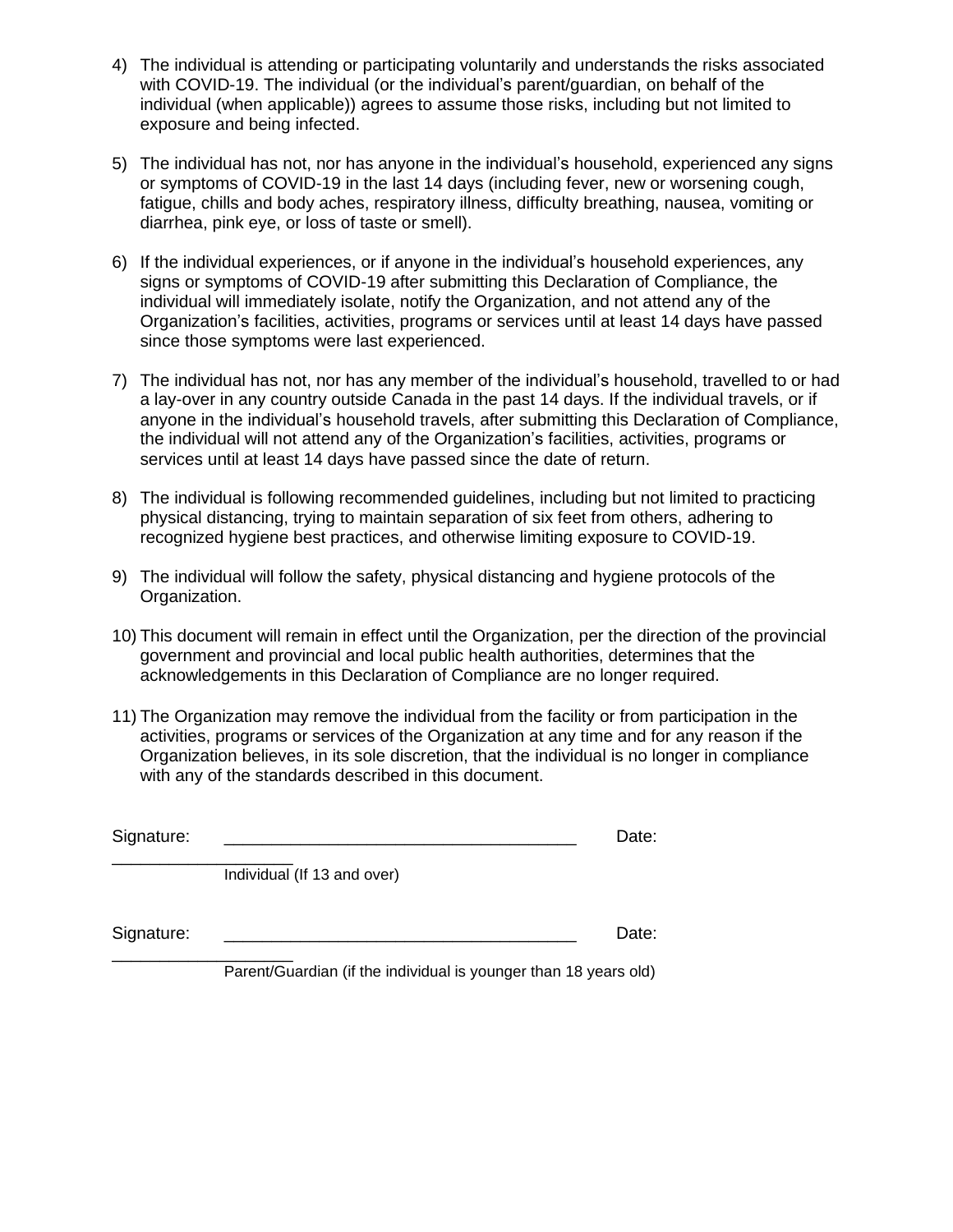4) The individual is attending or participating voluntarily and understands the risks associated with COVID-19. The individual (or the individual's parent/guardian, on behalf of the individual (when applicable)) agrees to assume those risks, including but not limited to exposure and being infected.

5) The individual has not, nor has anyone in the individual's household, experienced any signs or symptoms of COVID-19 in the last 14 days (including fever, new or worsening cough, fatigue, chills and body aches, respiratory illness, difficulty breathing, nausea, vomiting or diarrhea, pink eye, or loss of taste or smell).

6) If the individual experiences, or if anyone in the individual's household experiences, any signs or symptoms of COVID-19 after submitting this Declaration of Compliance, the individual will immediately isolate, notify the Organization, and not attend any of the Organization's facilities, activities, programs or services until at least 14 days have passed since those symptoms were last experienced.

7) The individual has not, nor has any member of the individual's household, travelled to or had a lay-over in any country outside Canada in the past 14 days. If the individual travels, or if anyone in the individual's household travels, after submitting this Declaration of Compliance, the individual will not attend any of the Organization's facilities, activities, programs or services until at least 14 days have passed since the date of return.

8) The individual is following recommended guidelines, including but not limited to practicing physical distancing, trying to maintain separation of six feet from others, adhering to recognized hygiene best practices, and otherwise limiting exposure to COVID-19.

9) The individual will follow the safety, physical distancing and hygiene protocols of the Organization.

10) This document will remain in effect until the Organization, per the direction of the provincial government and provincial and local public health authorities, determines that the acknowledgements in this Declaration of Compliance are no longer required.

11) The Organization may remove the individual from the facility or from participation in the activities, programs or services of the Organization at any time and for any reason if the Organization believes, in its sole discretion, that the individual is no longer in compliance with any of the standards described in this document.

Signature: \_\_\_\_\_\_\_\_\_\_\_\_\_\_\_\_\_\_\_\_\_\_\_\_\_\_\_\_\_\_\_\_\_\_\_\_ Date: \_\_\_\_\_\_\_\_\_\_\_\_\_\_\_\_\_\_\_

Individual (If 13 and over)

Signature: \_\_\_\_\_\_\_\_\_\_\_\_\_\_\_\_\_\_\_\_\_\_\_\_\_\_\_\_\_\_\_\_\_\_\_\_ Date: \_\_\_\_\_\_\_\_\_\_\_\_\_\_\_\_\_\_\_

Parent/Guardian (if the individual is younger than 18 years old)